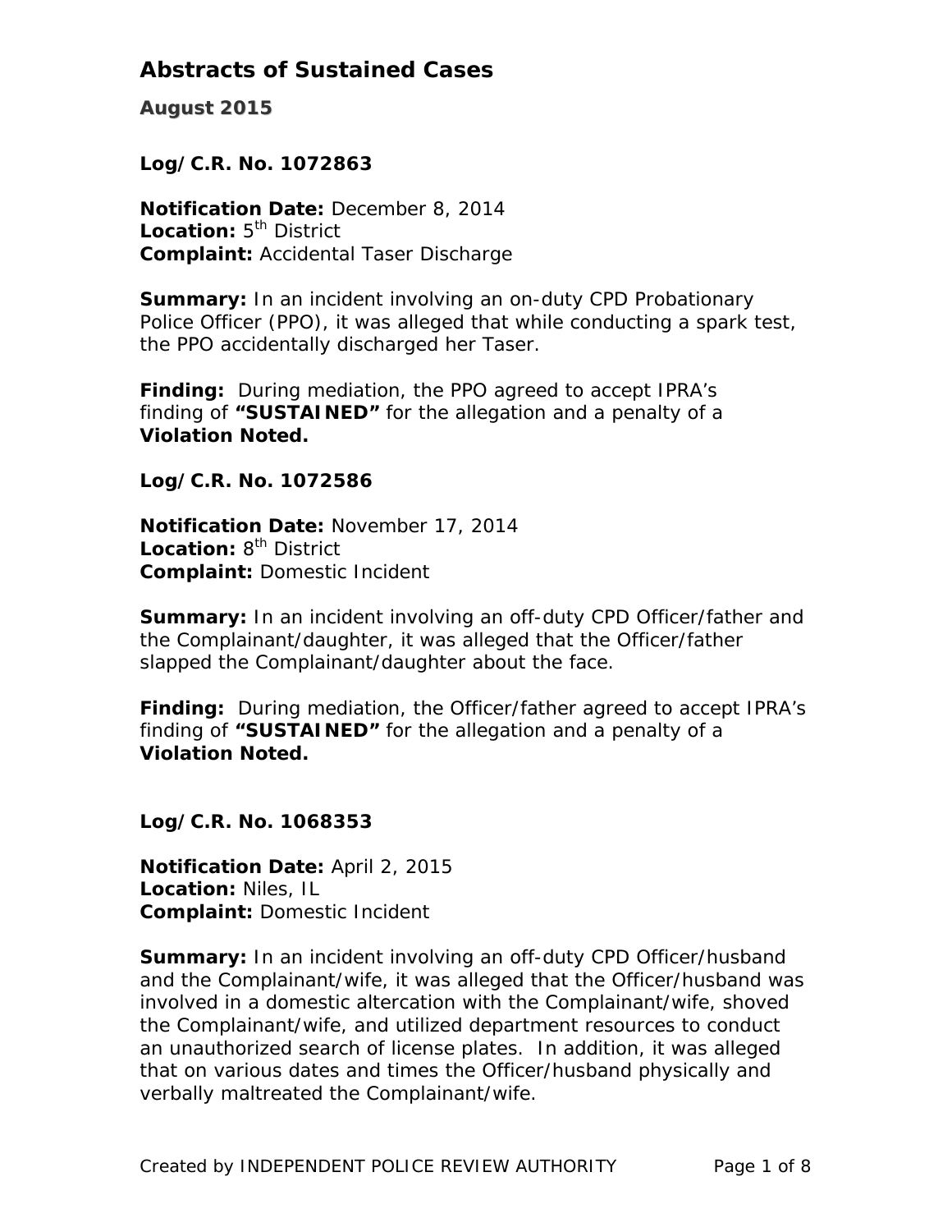# Abstracts of Sustained Cases

## August 2015

**Log/C.R. No. 1072863**

**Notification Date:** December 8, 2014
**Location:** 5th District
**Complaint:** Accidental Taser Discharge

**Summary:** In an incident involving an on-duty CPD Probationary Police Officer (PPO), it was alleged that while conducting a spark test, the PPO accidentally discharged her Taser.

**Finding:** During mediation, the PPO agreed to accept IPRA's finding of **"SUSTAINED"** for the allegation and a penalty of a **Violation Noted.**

**Log/C.R. No. 1072586**

**Notification Date:** November 17, 2014
**Location:** 8th District
**Complaint:** Domestic Incident

**Summary:** In an incident involving an off-duty CPD Officer/father and the Complainant/daughter, it was alleged that the Officer/father slapped the Complainant/daughter about the face.

**Finding:** During mediation, the Officer/father agreed to accept IPRA's finding of **"SUSTAINED"** for the allegation and a penalty of a **Violation Noted.**

**Log/C.R. No. 1068353**

**Notification Date:** April 2, 2015
**Location:** Niles, IL
**Complaint:** Domestic Incident

**Summary:** In an incident involving an off-duty CPD Officer/husband and the Complainant/wife, it was alleged that the Officer/husband was involved in a domestic altercation with the Complainant/wife, shoved the Complainant/wife, and utilized department resources to conduct an unauthorized search of license plates. In addition, it was alleged that on various dates and times the Officer/husband physically and verbally maltreated the Complainant/wife.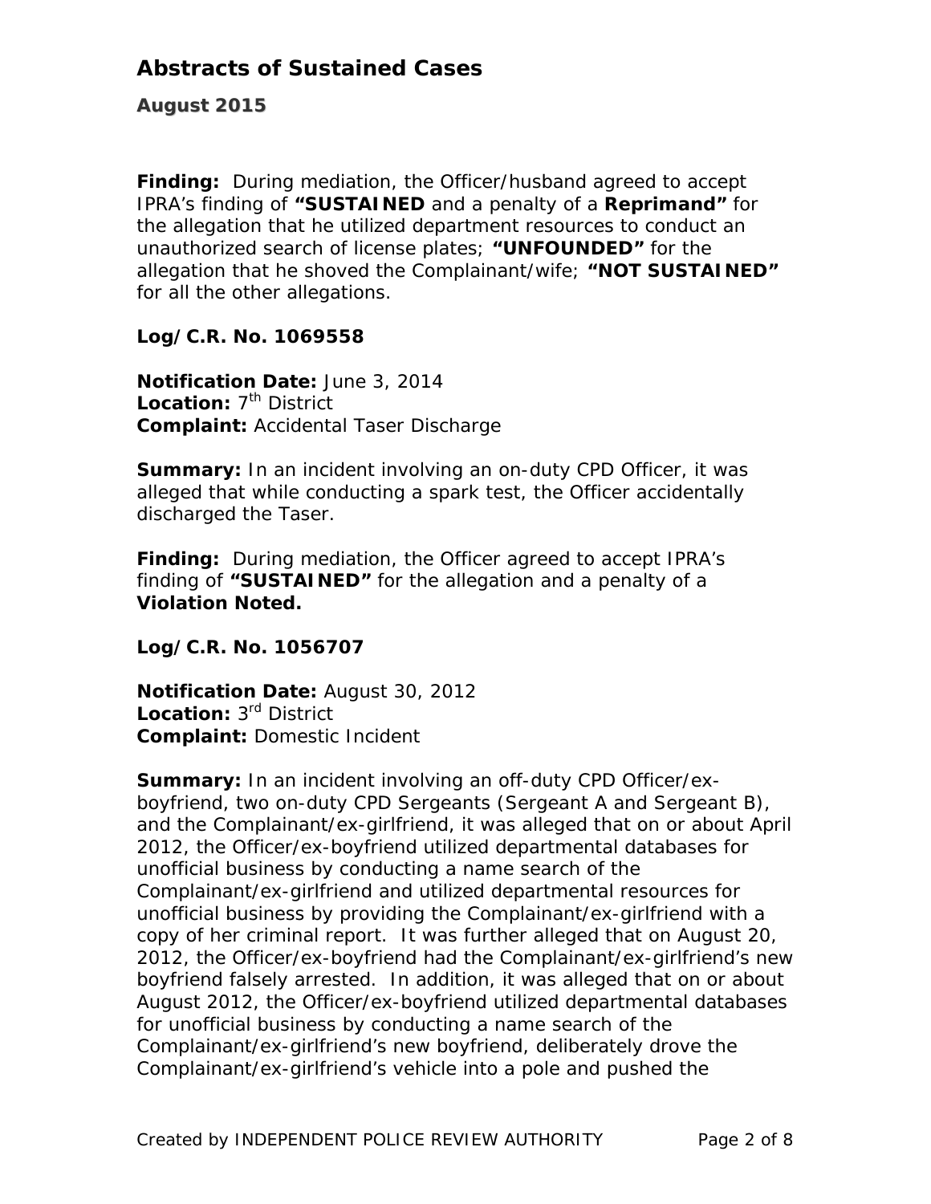# Abstracts of Sustained Cases

**August 2015**

**Finding:** During mediation, the Officer/husband agreed to accept IPRA's finding of **"SUSTAINED** and a penalty of a **Reprimand"** for the allegation that he utilized department resources to conduct an unauthorized search of license plates; **"UNFOUNDED"** for the allegation that he shoved the Complainant/wife; **"NOT SUSTAINED"** for all the other allegations.

**Log/C.R. No. 1069558**

**Notification Date:** June 3, 2014
**Location:** 7th District
**Complaint:** Accidental Taser Discharge

**Summary:** In an incident involving an on-duty CPD Officer, it was alleged that while conducting a spark test, the Officer accidentally discharged the Taser.

**Finding:** During mediation, the Officer agreed to accept IPRA's finding of **"SUSTAINED"** for the allegation and a penalty of a **Violation Noted.**

**Log/C.R. No. 1056707**

**Notification Date:** August 30, 2012
**Location:** 3rd District
**Complaint:** Domestic Incident

**Summary:** In an incident involving an off-duty CPD Officer/ex-boyfriend, two on-duty CPD Sergeants (Sergeant A and Sergeant B), and the Complainant/ex-girlfriend, it was alleged that on or about April 2012, the Officer/ex-boyfriend utilized departmental databases for unofficial business by conducting a name search of the Complainant/ex-girlfriend and utilized departmental resources for unofficial business by providing the Complainant/ex-girlfriend with a copy of her criminal report. It was further alleged that on August 20, 2012, the Officer/ex-boyfriend had the Complainant/ex-girlfriend's new boyfriend falsely arrested. In addition, it was alleged that on or about August 2012, the Officer/ex-boyfriend utilized departmental databases for unofficial business by conducting a name search of the Complainant/ex-girlfriend's new boyfriend, deliberately drove the Complainant/ex-girlfriend's vehicle into a pole and pushed the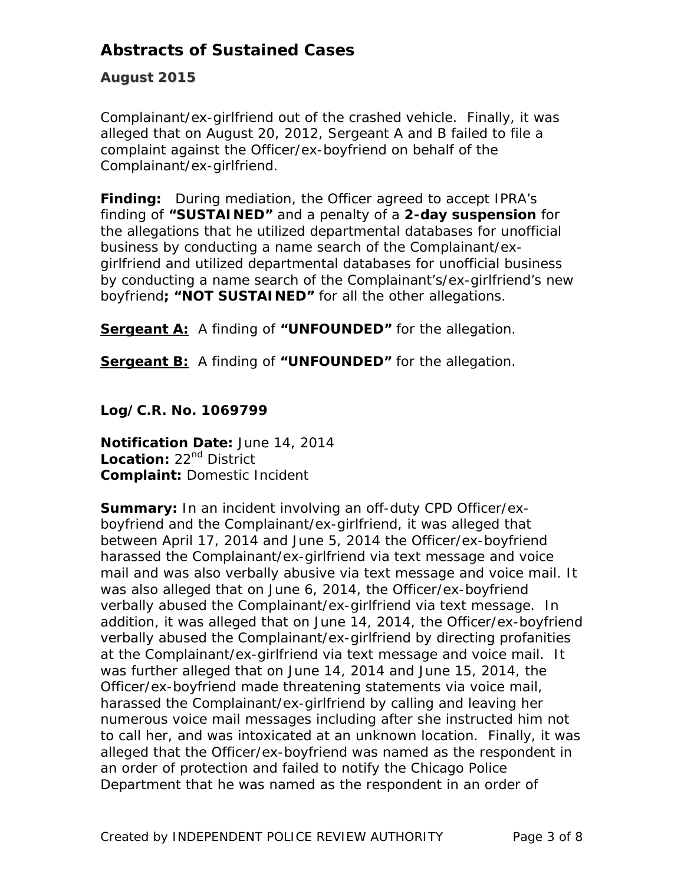Complainant/ex-girlfriend out of the crashed vehicle. Finally, it was alleged that on August 20, 2012, Sergeant A and B failed to file a complaint against the Officer/ex-boyfriend on behalf of the Complainant/ex-girlfriend.

**Finding:** During mediation, the Officer agreed to accept IPRA's finding of **"SUSTAINED"** and a penalty of a **2-day suspension** for the allegations that he utilized departmental databases for unofficial business by conducting a name search of the Complainant/ex-girlfriend and utilized departmental databases for unofficial business by conducting a name search of the Complainant's/ex-girlfriend's new boyfriend**; "NOT SUSTAINED"** for all the other allegations.

**Sergeant A:** A finding of **"UNFOUNDED"** for the allegation.

**Sergeant B:** A finding of **"UNFOUNDED"** for the allegation.

**Log/C.R. No. 1069799**

**Notification Date:** June 14, 2014
**Location:** 22nd District
**Complaint:** Domestic Incident

**Summary:** In an incident involving an off-duty CPD Officer/ex-boyfriend and the Complainant/ex-girlfriend, it was alleged that between April 17, 2014 and June 5, 2014 the Officer/ex-boyfriend harassed the Complainant/ex-girlfriend via text message and voice mail and was also verbally abusive via text message and voice mail. It was also alleged that on June 6, 2014, the Officer/ex-boyfriend verbally abused the Complainant/ex-girlfriend via text message. In addition, it was alleged that on June 14, 2014, the Officer/ex-boyfriend verbally abused the Complainant/ex-girlfriend by directing profanities at the Complainant/ex-girlfriend via text message and voice mail. It was further alleged that on June 14, 2014 and June 15, 2014, the Officer/ex-boyfriend made threatening statements via voice mail, harassed the Complainant/ex-girlfriend by calling and leaving her numerous voice mail messages including after she instructed him not to call her, and was intoxicated at an unknown location. Finally, it was alleged that the Officer/ex-boyfriend was named as the respondent in an order of protection and failed to notify the Chicago Police Department that he was named as the respondent in an order of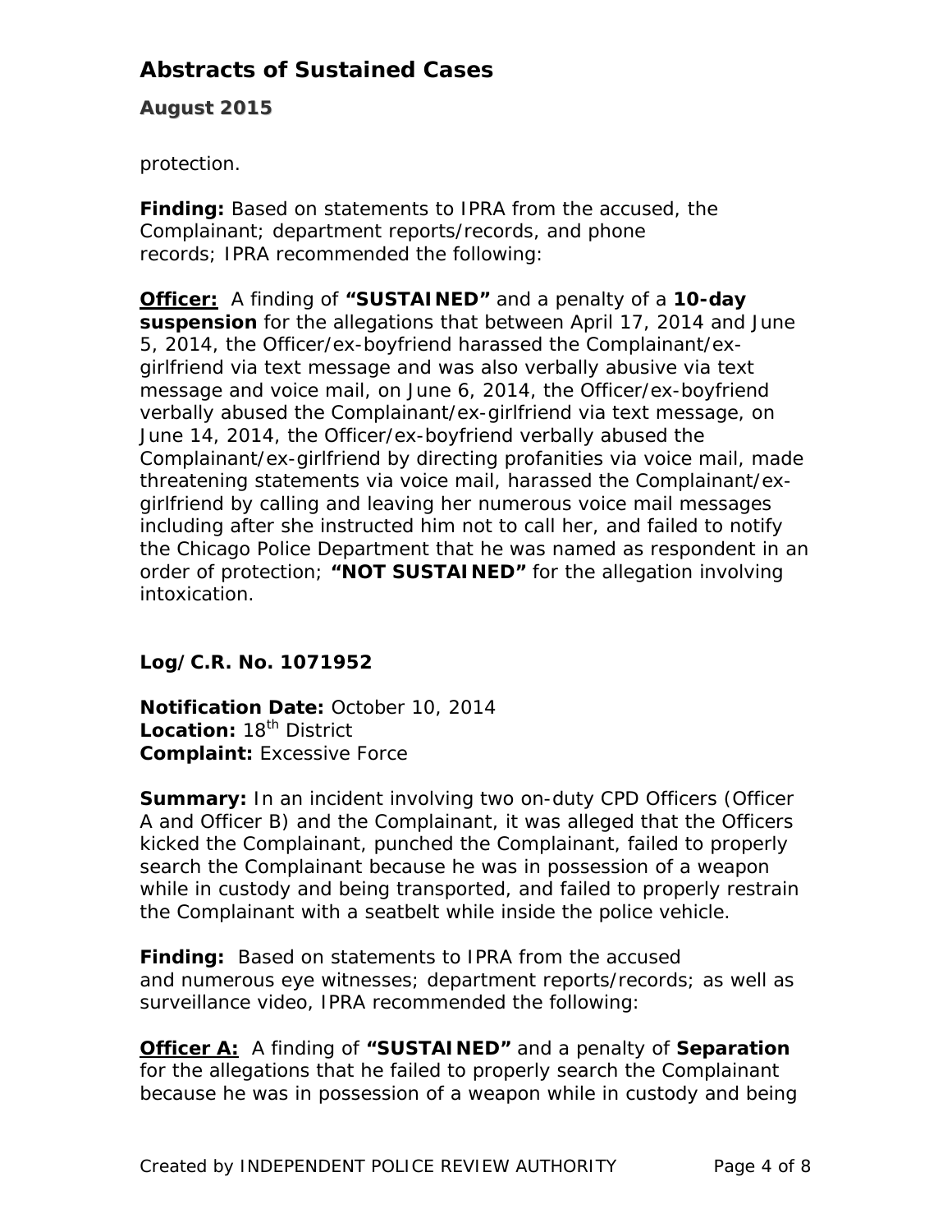protection.

**Finding:** Based on statements to IPRA from the accused, the Complainant; department reports/records, and phone records; IPRA recommended the following:

**Officer:** A finding of **"SUSTAINED"** and a penalty of a **10-day suspension** for the allegations that between April 17, 2014 and June 5, 2014, the Officer/ex-boyfriend harassed the Complainant/ex-girlfriend via text message and was also verbally abusive via text message and voice mail, on June 6, 2014, the Officer/ex-boyfriend verbally abused the Complainant/ex-girlfriend via text message, on June 14, 2014, the Officer/ex-boyfriend verbally abused the Complainant/ex-girlfriend by directing profanities via voice mail, made threatening statements via voice mail, harassed the Complainant/ex-girlfriend by calling and leaving her numerous voice mail messages including after she instructed him not to call her, and failed to notify the Chicago Police Department that he was named as respondent in an order of protection; **"NOT SUSTAINED"** for the allegation involving intoxication.

**Log/C.R. No. 1071952**

**Notification Date:** October 10, 2014
**Location:** 18th District
**Complaint:** Excessive Force

**Summary:** In an incident involving two on-duty CPD Officers (Officer A and Officer B) and the Complainant, it was alleged that the Officers kicked the Complainant, punched the Complainant, failed to properly search the Complainant because he was in possession of a weapon while in custody and being transported, and failed to properly restrain the Complainant with a seatbelt while inside the police vehicle.

**Finding:** Based on statements to IPRA from the accused and numerous eye witnesses; department reports/records; as well as surveillance video, IPRA recommended the following:

**Officer A:** A finding of **"SUSTAINED"** and a penalty of **Separation** for the allegations that he failed to properly search the Complainant because he was in possession of a weapon while in custody and being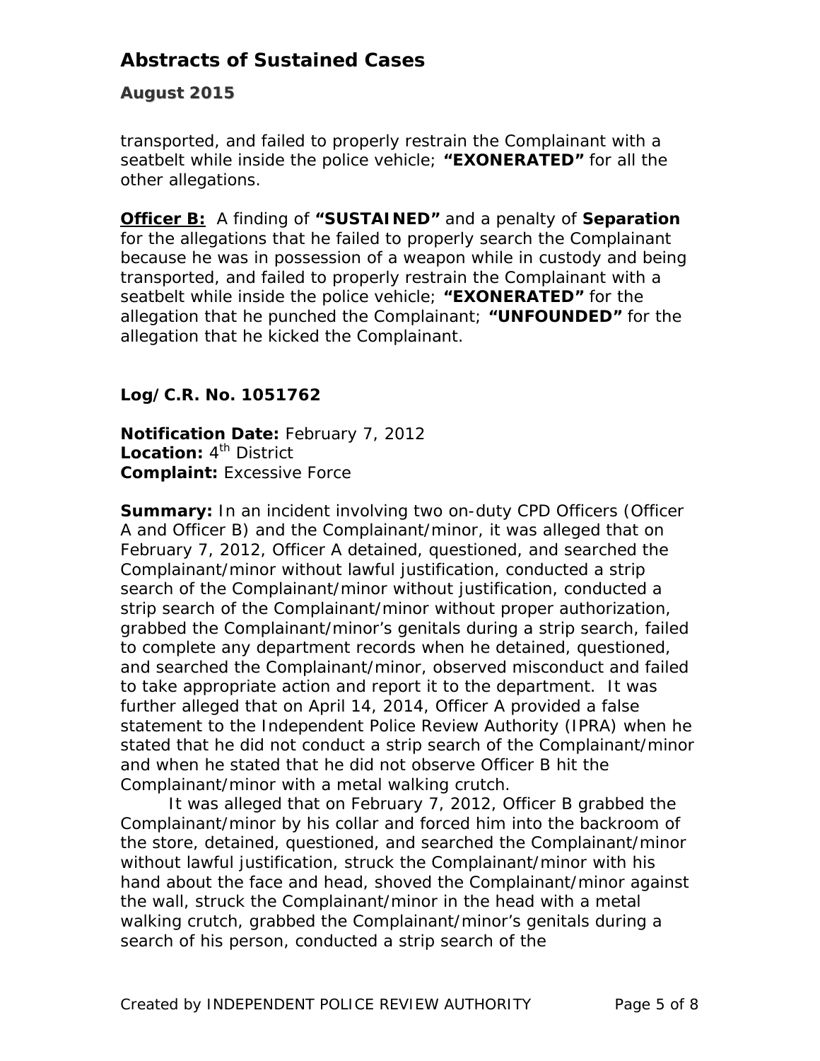transported, and failed to properly restrain the Complainant with a seatbelt while inside the police vehicle; **"EXONERATED"** for all the other allegations.

**Officer B:** A finding of **"SUSTAINED"** and a penalty of **Separation** for the allegations that he failed to properly search the Complainant because he was in possession of a weapon while in custody and being transported, and failed to properly restrain the Complainant with a seatbelt while inside the police vehicle; **"EXONERATED"** for the allegation that he punched the Complainant; **"UNFOUNDED"** for the allegation that he kicked the Complainant.

### Log/C.R. No. 1051762

**Notification Date:** February 7, 2012
**Location:** 4th District
**Complaint:** Excessive Force

**Summary:** In an incident involving two on-duty CPD Officers (Officer A and Officer B) and the Complainant/minor, it was alleged that on February 7, 2012, Officer A detained, questioned, and searched the Complainant/minor without lawful justification, conducted a strip search of the Complainant/minor without justification, conducted a strip search of the Complainant/minor without proper authorization, grabbed the Complainant/minor's genitals during a strip search, failed to complete any department records when he detained, questioned, and searched the Complainant/minor, observed misconduct and failed to take appropriate action and report it to the department. It was further alleged that on April 14, 2014, Officer A provided a false statement to the Independent Police Review Authority (IPRA) when he stated that he did not conduct a strip search of the Complainant/minor and when he stated that he did not observe Officer B hit the Complainant/minor with a metal walking crutch.

It was alleged that on February 7, 2012, Officer B grabbed the Complainant/minor by his collar and forced him into the backroom of the store, detained, questioned, and searched the Complainant/minor without lawful justification, struck the Complainant/minor with his hand about the face and head, shoved the Complainant/minor against the wall, struck the Complainant/minor in the head with a metal walking crutch, grabbed the Complainant/minor's genitals during a search of his person, conducted a strip search of the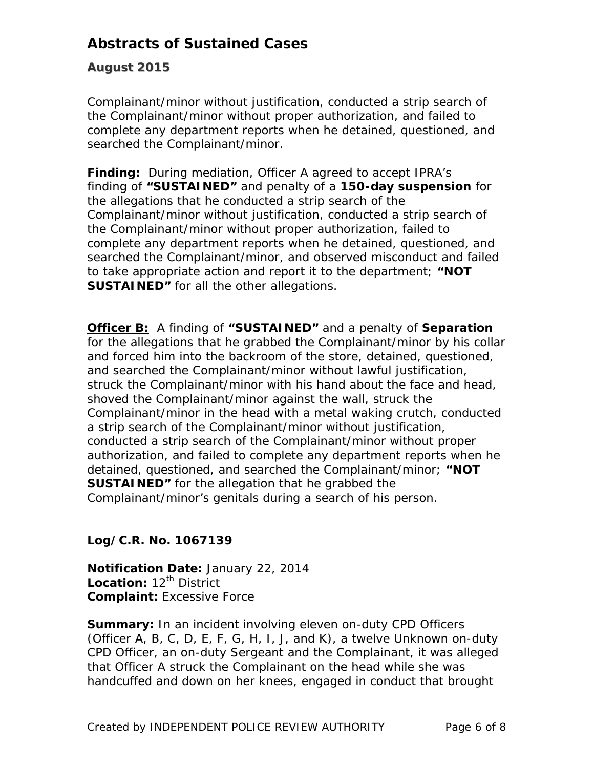Complainant/minor without justification, conducted a strip search of the Complainant/minor without proper authorization, and failed to complete any department reports when he detained, questioned, and searched the Complainant/minor.

**Finding:** During mediation, Officer A agreed to accept IPRA's finding of **"SUSTAINED"** and penalty of a **150-day suspension** for the allegations that he conducted a strip search of the Complainant/minor without justification, conducted a strip search of the Complainant/minor without proper authorization, failed to complete any department reports when he detained, questioned, and searched the Complainant/minor, and observed misconduct and failed to take appropriate action and report it to the department; **"NOT SUSTAINED"** for all the other allegations.

**Officer B:** A finding of **"SUSTAINED"** and a penalty of **Separation** for the allegations that he grabbed the Complainant/minor by his collar and forced him into the backroom of the store, detained, questioned, and searched the Complainant/minor without lawful justification, struck the Complainant/minor with his hand about the face and head, shoved the Complainant/minor against the wall, struck the Complainant/minor in the head with a metal waking crutch, conducted a strip search of the Complainant/minor without justification, conducted a strip search of the Complainant/minor without proper authorization, and failed to complete any department reports when he detained, questioned, and searched the Complainant/minor; **"NOT SUSTAINED"** for the allegation that he grabbed the Complainant/minor's genitals during a search of his person.

**Log/C.R. No. 1067139**

**Notification Date:** January 22, 2014
**Location:** 12th District
**Complaint:** Excessive Force

**Summary:** In an incident involving eleven on-duty CPD Officers (Officer A, B, C, D, E, F, G, H, I, J, and K), a twelve Unknown on-duty CPD Officer, an on-duty Sergeant and the Complainant, it was alleged that Officer A struck the Complainant on the head while she was handcuffed and down on her knees, engaged in conduct that brought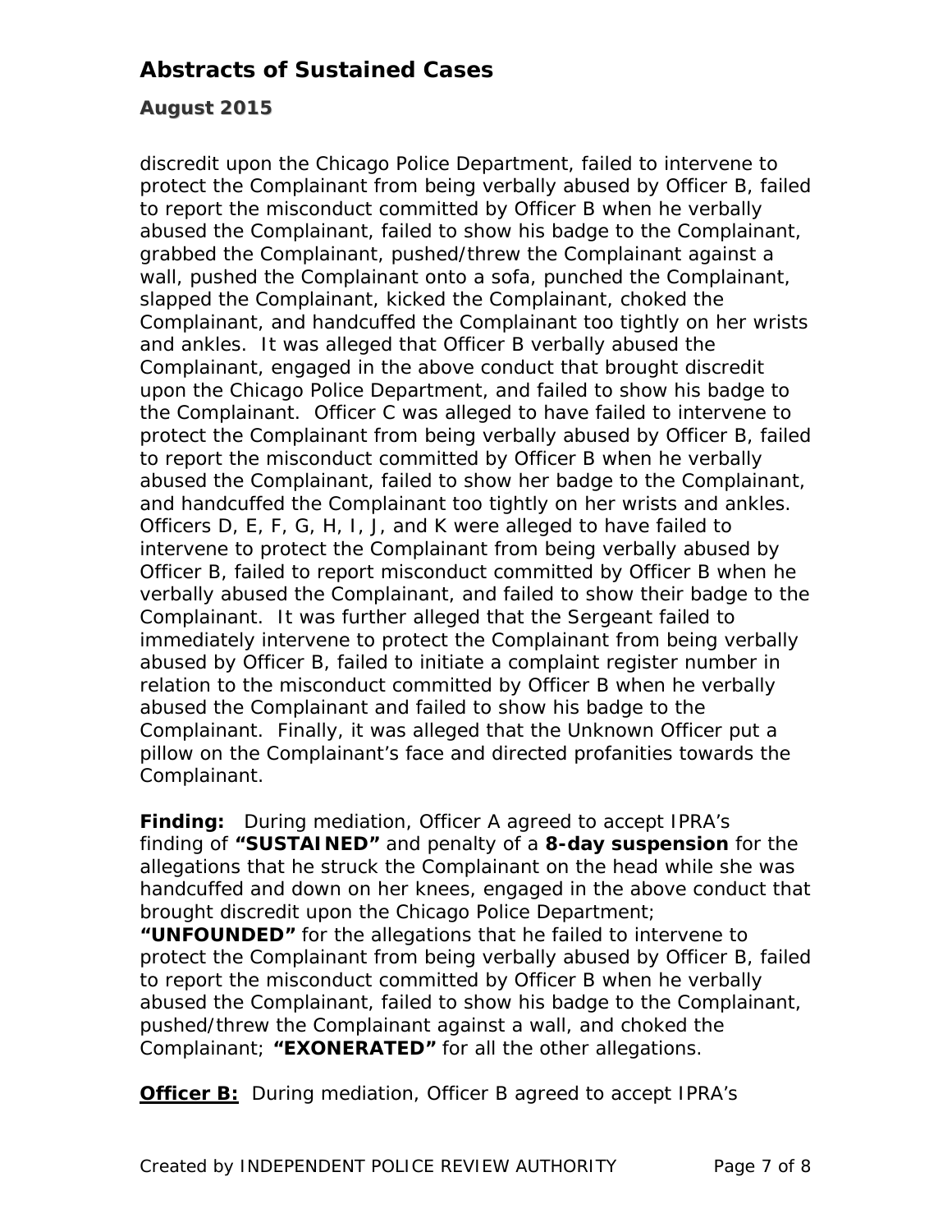discredit upon the Chicago Police Department, failed to intervene to protect the Complainant from being verbally abused by Officer B, failed to report the misconduct committed by Officer B when he verbally abused the Complainant, failed to show his badge to the Complainant, grabbed the Complainant, pushed/threw the Complainant against a wall, pushed the Complainant onto a sofa, punched the Complainant, slapped the Complainant, kicked the Complainant, choked the Complainant, and handcuffed the Complainant too tightly on her wrists and ankles. It was alleged that Officer B verbally abused the Complainant, engaged in the above conduct that brought discredit upon the Chicago Police Department, and failed to show his badge to the Complainant. Officer C was alleged to have failed to intervene to protect the Complainant from being verbally abused by Officer B, failed to report the misconduct committed by Officer B when he verbally abused the Complainant, failed to show her badge to the Complainant, and handcuffed the Complainant too tightly on her wrists and ankles. Officers D, E, F, G, H, I, J, and K were alleged to have failed to intervene to protect the Complainant from being verbally abused by Officer B, failed to report misconduct committed by Officer B when he verbally abused the Complainant, and failed to show their badge to the Complainant. It was further alleged that the Sergeant failed to immediately intervene to protect the Complainant from being verbally abused by Officer B, failed to initiate a complaint register number in relation to the misconduct committed by Officer B when he verbally abused the Complainant and failed to show his badge to the Complainant. Finally, it was alleged that the Unknown Officer put a pillow on the Complainant's face and directed profanities towards the Complainant.

**Finding:** During mediation, Officer A agreed to accept IPRA's finding of **"SUSTAINED"** and penalty of a **8-day suspension** for the allegations that he struck the Complainant on the head while she was handcuffed and down on her knees, engaged in the above conduct that brought discredit upon the Chicago Police Department; **"UNFOUNDED"** for the allegations that he failed to intervene to protect the Complainant from being verbally abused by Officer B, failed to report the misconduct committed by Officer B when he verbally abused the Complainant, failed to show his badge to the Complainant, pushed/threw the Complainant against a wall, and choked the Complainant; **"EXONERATED"** for all the other allegations.

**<u>Officer B:</u>** During mediation, Officer B agreed to accept IPRA's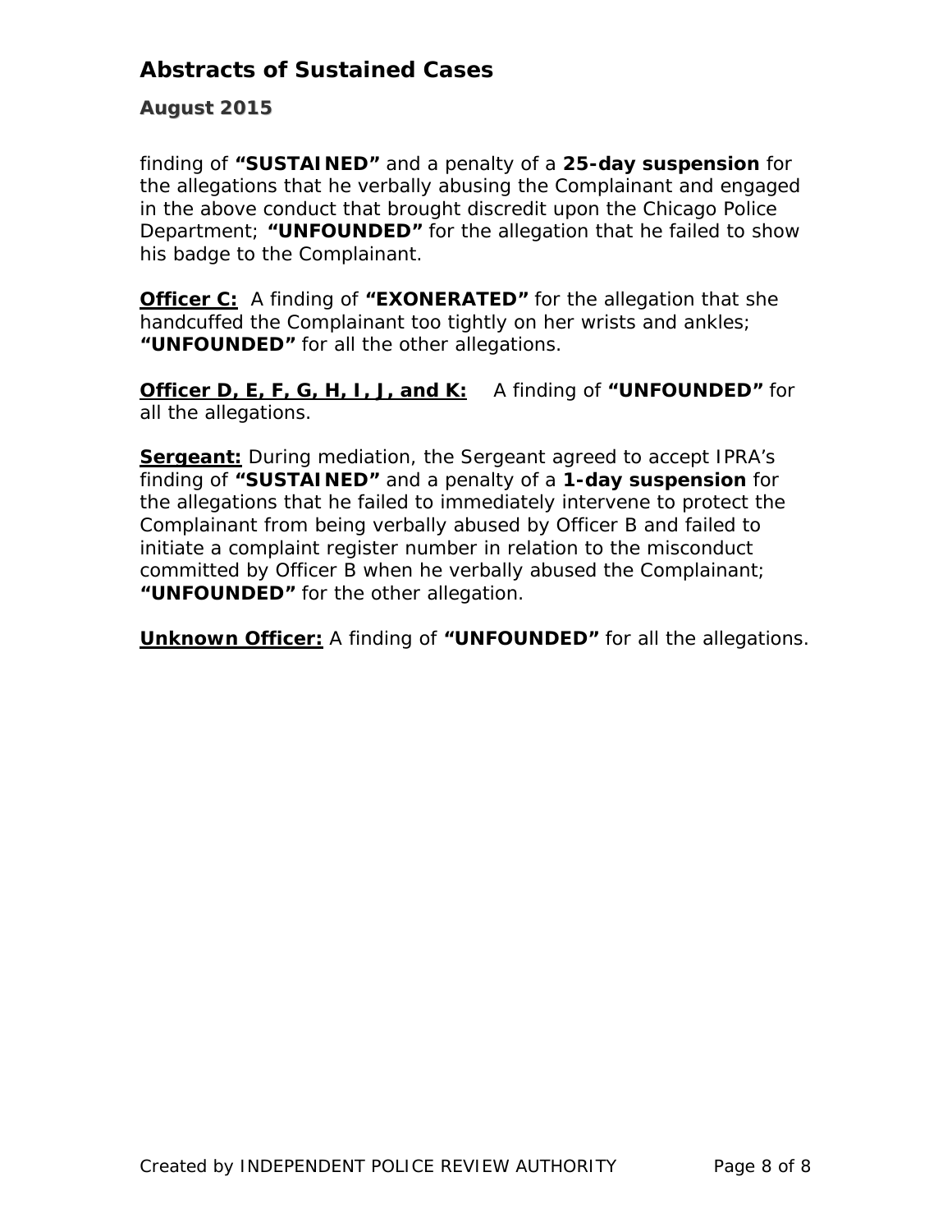finding of **"SUSTAINED"** and a penalty of a **25-day suspension** for the allegations that he verbally abusing the Complainant and engaged in the above conduct that brought discredit upon the Chicago Police Department; **"UNFOUNDED"** for the allegation that he failed to show his badge to the Complainant.

**Officer C:** A finding of **"EXONERATED"** for the allegation that she handcuffed the Complainant too tightly on her wrists and ankles; **"UNFOUNDED"** for all the other allegations.

**Officer D, E, F, G, H, I, J, and K:** A finding of **"UNFOUNDED"** for all the allegations.

**Sergeant:** During mediation, the Sergeant agreed to accept IPRA's finding of **"SUSTAINED"** and a penalty of a **1-day suspension** for the allegations that he failed to immediately intervene to protect the Complainant from being verbally abused by Officer B and failed to initiate a complaint register number in relation to the misconduct committed by Officer B when he verbally abused the Complainant; **"UNFOUNDED"** for the other allegation.

**Unknown Officer:** A finding of **"UNFOUNDED"** for all the allegations.